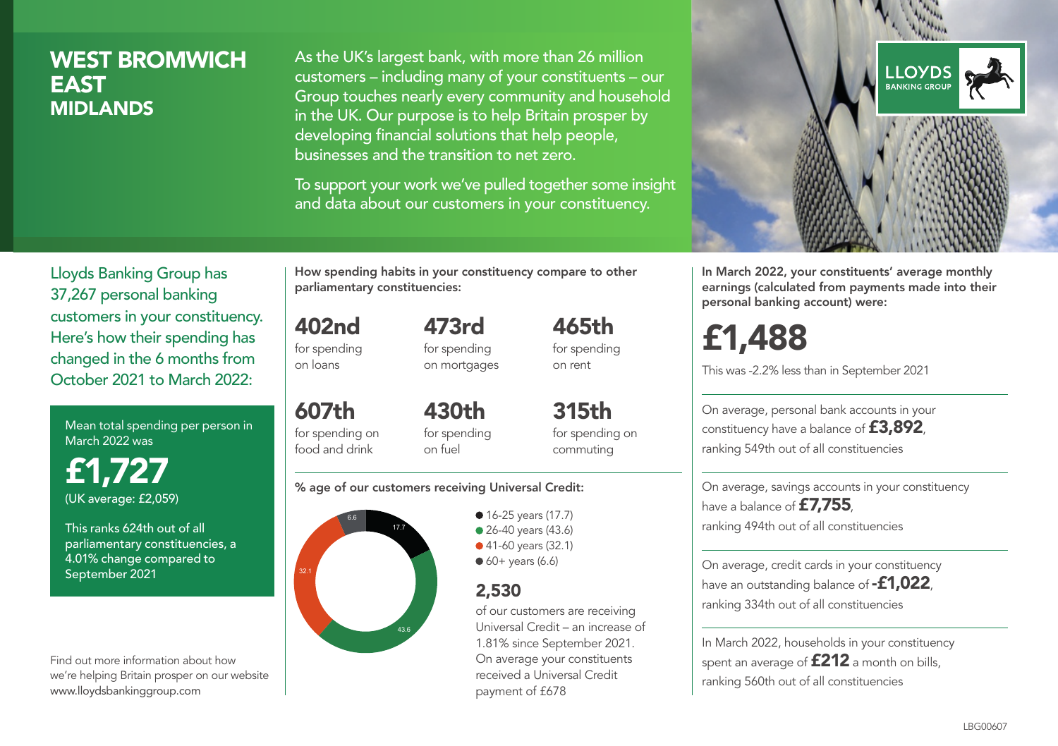# WEST BROMWICH EAST
## MIDLANDS

As the UK's largest bank, with more than 26 million customers – including many of your constituents – our Group touches nearly every community and household in the UK. Our purpose is to help Britain prosper by developing financial solutions that help people, businesses and the transition to net zero.

To support your work we've pulled together some insight and data about our customers in your constituency.

Lloyds Banking Group has 37,267 personal banking customers in your constituency. Here's how their spending has changed in the 6 months from October 2021 to March 2022:

Mean total spending per person in March 2022 was

**£1,727**
(UK average: £2,059)

This ranks 624th out of all parliamentary constituencies, a 4.01% change compared to September 2021

Find out more information about how we're helping Britain prosper on our website www.lloydsbankinggroup.com

How spending habits in your constituency compare to other parliamentary constituencies:

**402nd** for spending on loans

**473rd** for spending on mortgages

**465th** for spending on rent

**607th** for spending on food and drink

**430th** for spending on fuel

**315th** for spending on commuting

% age of our customers receiving Universal Credit:

- 16-25 years (17.7)
- 26-40 years (43.6)
- 41-60 years (32.1)
- 60+ years (6.6)

**2,530** of our customers are receiving Universal Credit – an increase of 1.81% since September 2021. On average your constituents received a Universal Credit payment of £678

In March 2022, your constituents' average monthly earnings (calculated from payments made into their personal banking account) were:

**£1,488**

This was -2.2% less than in September 2021

On average, personal bank accounts in your constituency have a balance of **£3,892**, ranking 549th out of all constituencies

On average, savings accounts in your constituency have a balance of **£7,755**, ranking 494th out of all constituencies

On average, credit cards in your constituency have an outstanding balance of **-£1,022**, ranking 334th out of all constituencies

In March 2022, households in your constituency spent an average of **£212** a month on bills, ranking 560th out of all constituencies

LBG00607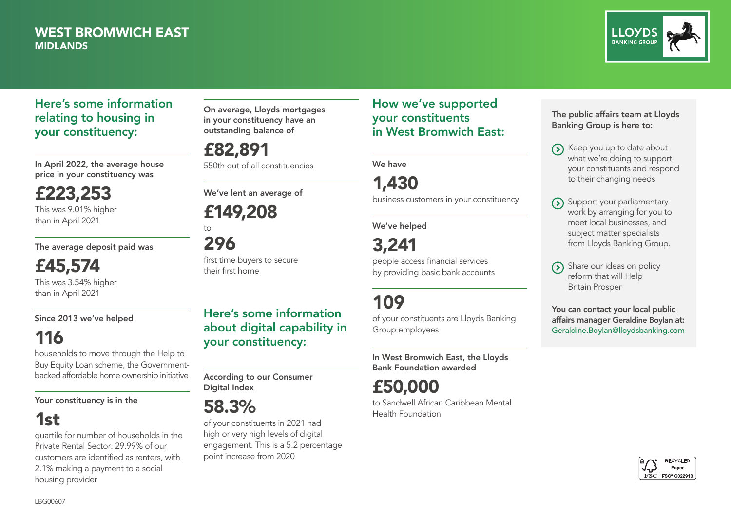# WEST BROMWICH EAST
## MIDLANDS

LLOYDS BANKING GROUP

## Here's some information relating to housing in your constituency:

**In April 2022, the average house price in your constituency was**

**£223,253**

This was 9.01% higher than in April 2021

**The average deposit paid was**

**£45,574**

This was 3.54% higher than in April 2021

**Since 2013 we've helped**

**116**

households to move through the Help to Buy Equity Loan scheme, the Government-backed affordable home ownership initiative

**Your constituency is in the**

**1st**

quartile for number of households in the Private Rental Sector: 29.99% of our customers are identified as renters, with 2.1% making a payment to a social housing provider

**On average, Lloyds mortgages in your constituency have an outstanding balance of**

**£82,891**

550th out of all constituencies

**We've lent an average of**

**£149,208**

to

**296**

first time buyers to secure their first home

## Here's some information about digital capability in your constituency:

**According to our Consumer Digital Index**

**58.3%**

of your constituents in 2021 had high or very high levels of digital engagement. This is a 5.2 percentage point increase from 2020

## How we've supported your constituents in West Bromwich East:

**We have**

**1,430**

business customers in your constituency

**We've helped**

**3,241**

people access financial services by providing basic bank accounts

**109**

of your constituents are Lloyds Banking Group employees

**In West Bromwich East, the Lloyds Bank Foundation awarded**

**£50,000**

to Sandwell African Caribbean Mental Health Foundation

**The public affairs team at Lloyds Banking Group is here to:**

- Keep you up to date about what we're doing to support your constituents and respond to their changing needs
- Support your parliamentary work by arranging for you to meet local businesses, and subject matter specialists from Lloyds Banking Group.
- Share our ideas on policy reform that will Help Britain Prosper

**You can contact your local public affairs manager Geraldine Boylan at:**
Geraldine.Boylan@lloydsbanking.com

RECYCLED Paper FSC FSC® C022913

LBG00607